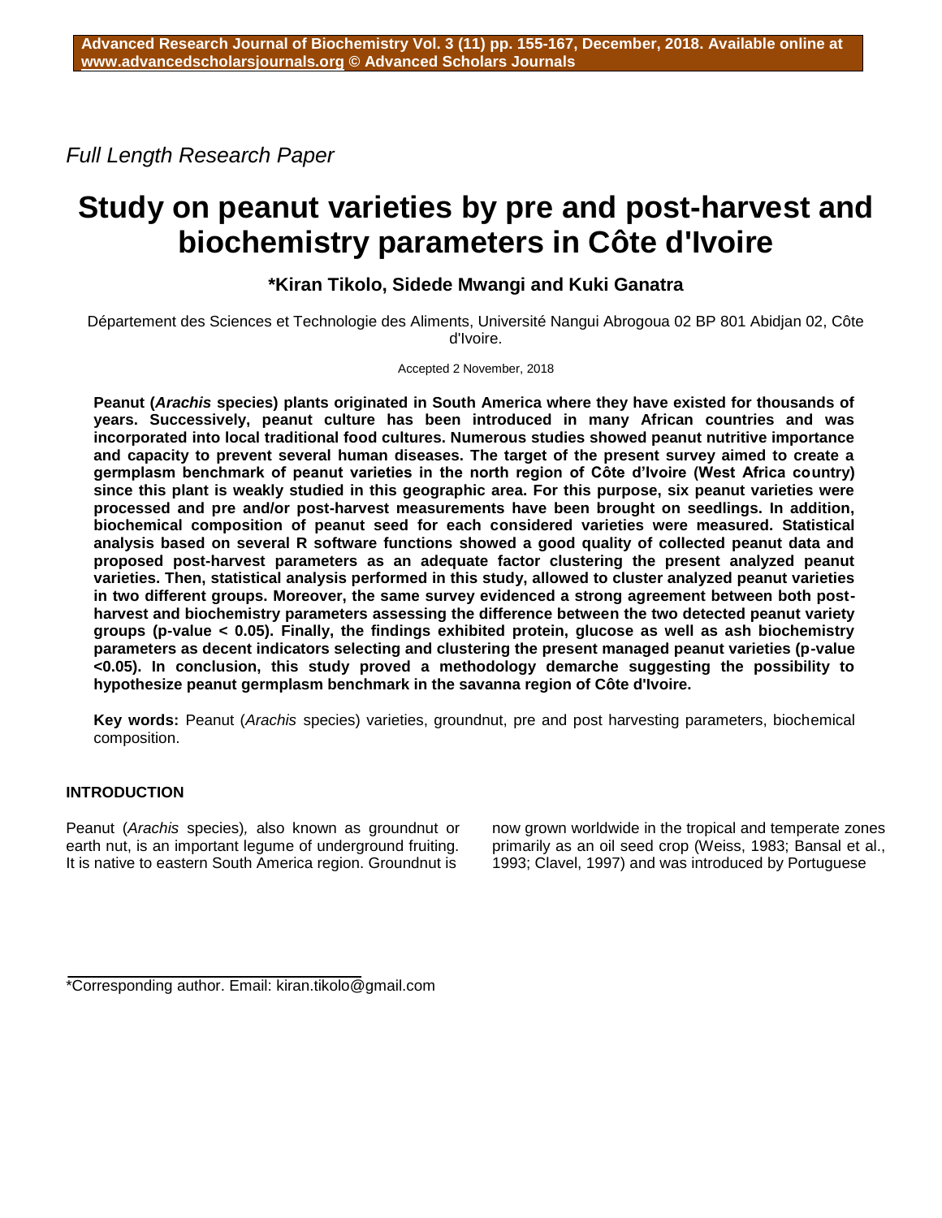*Full Length Research Paper*

# Study on peanut varieties by pre and post-harvest and biochemistry parameters in Côte d'Ivoire

**\*Kiran Tikolo, Sidede Mwangi and Kuki Ganatra**

Département des Sciences et Technologie des Aliments, Université Nangui Abrogoua 02 BP 801 Abidjan 02, Côte d'Ivoire.

Accepted 2 November, 2018

**Peanut (*Arachis* species) plants originated in South America where they have existed for thousands of years. Successively, peanut culture has been introduced in many African countries and was incorporated into local traditional food cultures. Numerous studies showed peanut nutritive importance and capacity to prevent several human diseases. The target of the present survey aimed to create a germplasm benchmark of peanut varieties in the north region of Côte d'Ivoire (West Africa country) since this plant is weakly studied in this geographic area. For this purpose, six peanut varieties were processed and pre and/or post-harvest measurements have been brought on seedlings. In addition, biochemical composition of peanut seed for each considered varieties were measured. Statistical analysis based on several R software functions showed a good quality of collected peanut data and proposed post-harvest parameters as an adequate factor clustering the present analyzed peanut varieties. Then, statistical analysis performed in this study, allowed to cluster analyzed peanut varieties in two different groups. Moreover, the same survey evidenced a strong agreement between both post-harvest and biochemistry parameters assessing the difference between the two detected peanut variety groups (p-value < 0.05). Finally, the findings exhibited protein, glucose as well as ash biochemistry parameters as decent indicators selecting and clustering the present managed peanut varieties (p-value <0.05). In conclusion, this study proved a methodology demarche suggesting the possibility to hypothesize peanut germplasm benchmark in the savanna region of Côte d'Ivoire.**

**Key words:** Peanut (*Arachis* species) varieties, groundnut, pre and post harvesting parameters, biochemical composition.

## INTRODUCTION

Peanut (*Arachis* species), also known as groundnut or earth nut, is an important legume of underground fruiting. It is native to eastern South America region. Groundnut is now grown worldwide in the tropical and temperate zones primarily as an oil seed crop (Weiss, 1983; Bansal et al., 1993; Clavel, 1997) and was introduced by Portuguese

\*Corresponding author. Email: kiran.tikolo@gmail.com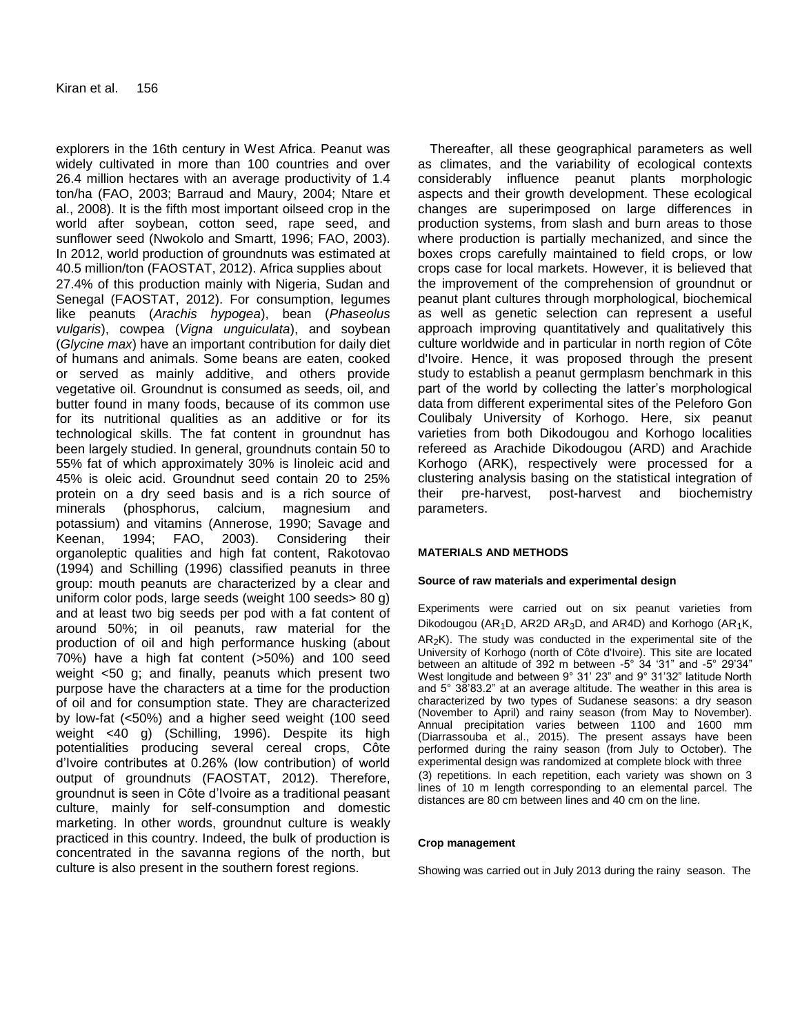explorers in the 16th century in West Africa. Peanut was widely cultivated in more than 100 countries and over 26.4 million hectares with an average productivity of 1.4 ton/ha (FAO, 2003; Barraud and Maury, 2004; Ntare et al., 2008). It is the fifth most important oilseed crop in the world after soybean, cotton seed, rape seed, and sunflower seed (Nwokolo and Smartt, 1996; FAO, 2003). In 2012, world production of groundnuts was estimated at 40.5 million/ton (FAOSTAT, 2012). Africa supplies about 27.4% of this production mainly with Nigeria, Sudan and Senegal (FAOSTAT, 2012). For consumption, legumes like peanuts (*Arachis hypogea*), bean (*Phaseolus vulgaris*), cowpea (*Vigna unguiculata*), and soybean (*Glycine max*) have an important contribution for daily diet of humans and animals. Some beans are eaten, cooked or served as mainly additive, and others provide vegetative oil. Groundnut is consumed as seeds, oil, and butter found in many foods, because of its common use for its nutritional qualities as an additive or for its technological skills. The fat content in groundnut has been largely studied. In general, groundnuts contain 50 to 55% fat of which approximately 30% is linoleic acid and 45% is oleic acid. Groundnut seed contain 20 to 25% protein on a dry seed basis and is a rich source of minerals (phosphorus, calcium, magnesium and potassium) and vitamins (Annerose, 1990; Savage and Keenan, 1994; FAO, 2003). Considering their organoleptic qualities and high fat content, Rakotovao (1994) and Schilling (1996) classified peanuts in three group: mouth peanuts are characterized by a clear and uniform color pods, large seeds (weight 100 seeds> 80 g) and at least two big seeds per pod with a fat content of around 50%; in oil peanuts, raw material for the production of oil and high performance husking (about 70%) have a high fat content (>50%) and 100 seed weight <50 g; and finally, peanuts which present two purpose have the characters at a time for the production of oil and for consumption state. They are characterized by low-fat (<50%) and a higher seed weight (100 seed weight <40 g) (Schilling, 1996). Despite its high potentialities producing several cereal crops, Côte d'Ivoire contributes at 0.26% (low contribution) of world output of groundnuts (FAOSTAT, 2012). Therefore, groundnut is seen in Côte d'Ivoire as a traditional peasant culture, mainly for self-consumption and domestic marketing. In other words, groundnut culture is weakly practiced in this country. Indeed, the bulk of production is concentrated in the savanna regions of the north, but culture is also present in the southern forest regions.

Thereafter, all these geographical parameters as well as climates, and the variability of ecological contexts considerably influence peanut plants morphologic aspects and their growth development. These ecological changes are superimposed on large differences in production systems, from slash and burn areas to those where production is partially mechanized, and since the boxes crops carefully maintained to field crops, or low crops case for local markets. However, it is believed that the improvement of the comprehension of groundnut or peanut plant cultures through morphological, biochemical as well as genetic selection can represent a useful approach improving quantitatively and qualitatively this culture worldwide and in particular in north region of Côte d'Ivoire. Hence, it was proposed through the present study to establish a peanut germplasm benchmark in this part of the world by collecting the latter's morphological data from different experimental sites of the Peleforo Gon Coulibaly University of Korhogo. Here, six peanut varieties from both Dikodougou and Korhogo localities refereed as Arachide Dikodougou (ARD) and Arachide Korhogo (ARK), respectively were processed for a clustering analysis basing on the statistical integration of their pre-harvest, post-harvest and biochemistry parameters.

## MATERIALS AND METHODS

### Source of raw materials and experimental design

Experiments were carried out on six peanut varieties from Dikodougou ($AR_1D$, AR2D $AR_3D$, and AR4D) and Korhogo ($AR_1K$, $AR_2K$). The study was conducted in the experimental site of the University of Korhogo (north of Côte d'Ivoire). This site are located between an altitude of 392 m between -5° 34 '31" and -5° 29'34" West longitude and between 9° 31' 23" and 9° 31'32" latitude North and 5° 38'83.2" at an average altitude. The weather in this area is characterized by two types of Sudanese seasons: a dry season (November to April) and rainy season (from May to November). Annual precipitation varies between 1100 and 1600 mm (Diarrassouba et al., 2015). The present assays have been performed during the rainy season (from July to October). The experimental design was randomized at complete block with three (3) repetitions. In each repetition, each variety was shown on 3 lines of 10 m length corresponding to an elemental parcel. The distances are 80 cm between lines and 40 cm on the line.

### Crop management

Showing was carried out in July 2013 during the rainy season. The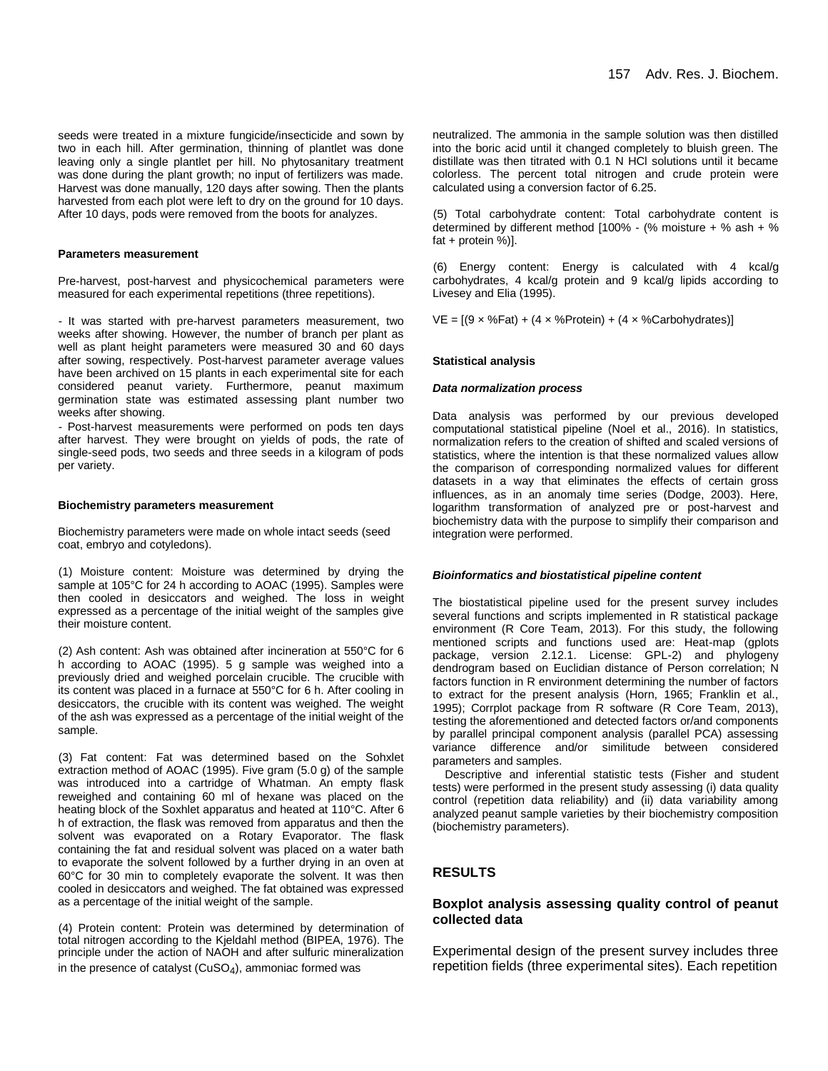seeds were treated in a mixture fungicide/insecticide and sown by two in each hill. After germination, thinning of plantlet was done leaving only a single plantlet per hill. No phytosanitary treatment was done during the plant growth; no input of fertilizers was made. Harvest was done manually, 120 days after sowing. Then the plants harvested from each plot were left to dry on the ground for 10 days. After 10 days, pods were removed from the boots for analyzes.

#### Parameters measurement

Pre-harvest, post-harvest and physicochemical parameters were measured for each experimental repetitions (three repetitions).

- It was started with pre-harvest parameters measurement, two weeks after showing. However, the number of branch per plant as well as plant height parameters were measured 30 and 60 days after sowing, respectively. Post-harvest parameter average values have been archived on 15 plants in each experimental site for each considered peanut variety. Furthermore, peanut maximum germination state was estimated assessing plant number two weeks after showing.
- Post-harvest measurements were performed on pods ten days after harvest. They were brought on yields of pods, the rate of single-seed pods, two seeds and three seeds in a kilogram of pods per variety.

#### Biochemistry parameters measurement

Biochemistry parameters were made on whole intact seeds (seed coat, embryo and cotyledons).

(1) Moisture content: Moisture was determined by drying the sample at 105°C for 24 h according to AOAC (1995). Samples were then cooled in desiccators and weighed. The loss in weight expressed as a percentage of the initial weight of the samples give their moisture content.

(2) Ash content: Ash was obtained after incineration at 550°C for 6 h according to AOAC (1995). 5 g sample was weighed into a previously dried and weighed porcelain crucible. The crucible with its content was placed in a furnace at 550°C for 6 h. After cooling in desiccators, the crucible with its content was weighed. The weight of the ash was expressed as a percentage of the initial weight of the sample.

(3) Fat content: Fat was determined based on the Sohxlet extraction method of AOAC (1995). Five gram (5.0 g) of the sample was introduced into a cartridge of Whatman. An empty flask reweighed and containing 60 ml of hexane was placed on the heating block of the Soxhlet apparatus and heated at 110°C. After 6 h of extraction, the flask was removed from apparatus and then the solvent was evaporated on a Rotary Evaporator. The flask containing the fat and residual solvent was placed on a water bath to evaporate the solvent followed by a further drying in an oven at 60°C for 30 min to completely evaporate the solvent. It was then cooled in desiccators and weighed. The fat obtained was expressed as a percentage of the initial weight of the sample.

(4) Protein content: Protein was determined by determination of total nitrogen according to the Kjeldahl method (BIPEA, 1976). The principle under the action of NAOH and after sulfuric mineralization in the presence of catalyst ($CuSO_4$), ammoniac formed was neutralized. The ammonia in the sample solution was then distilled into the boric acid until it changed completely to bluish green. The distillate was then titrated with 0.1 N HCl solutions until it became colorless. The percent total nitrogen and crude protein were calculated using a conversion factor of 6.25.

(5) Total carbohydrate content: Total carbohydrate content is determined by different method [100% - (% moisture + % ash + % fat + protein %)].

(6) Energy content: Energy is calculated with 4 kcal/g carbohydrates, 4 kcal/g protein and 9 kcal/g lipids according to Livesey and Elia (1995).

$$VE = [(9 \times \%Fat) + (4 \times \%Protein) + (4 \times \%Carbohydrates)]$$

#### Statistical analysis

##### *Data normalization process*

Data analysis was performed by our previous developed computational statistical pipeline (Noel et al., 2016). In statistics, normalization refers to the creation of shifted and scaled versions of statistics, where the intention is that these normalized values allow the comparison of corresponding normalized values for different datasets in a way that eliminates the effects of certain gross influences, as in an anomaly time series (Dodge, 2003). Here, logarithm transformation of analyzed pre or post-harvest and biochemistry data with the purpose to simplify their comparison and integration were performed.

##### *Bioinformatics and biostatistical pipeline content*

The biostatistical pipeline used for the present survey includes several functions and scripts implemented in R statistical package environment (R Core Team, 2013). For this study, the following mentioned scripts and functions used are: Heat-map (gplots package, version 2.12.1. License: GPL-2) and phylogeny dendrogram based on Euclidian distance of Person correlation; N factors function in R environment determining the number of factors to extract for the present analysis (Horn, 1965; Franklin et al., 1995); Corrplot package from R software (R Core Team, 2013), testing the aforementioned and detected factors or/and components by parallel principal component analysis (parallel PCA) assessing variance difference and/or similitude between considered parameters and samples.

Descriptive and inferential statistic tests (Fisher and student tests) were performed in the present study assessing (i) data quality control (repetition data reliability) and (ii) data variability among analyzed peanut sample varieties by their biochemistry composition (biochemistry parameters).

## RESULTS

### Boxplot analysis assessing quality control of peanut collected data

Experimental design of the present survey includes three repetition fields (three experimental sites). Each repetition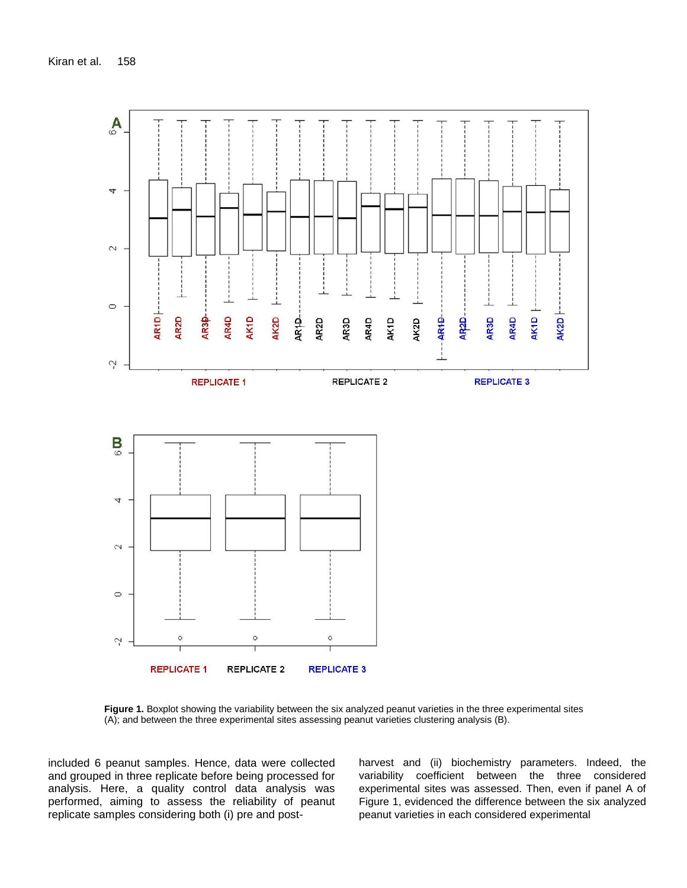**Figure 1.** Boxplot showing the variability between the six analyzed peanut varieties in the three experimental sites (A); and between the three experimental sites assessing peanut varieties clustering analysis (B).

included 6 peanut samples. Hence, data were collected and grouped in three replicate before being processed for analysis. Here, a quality control data analysis was performed, aiming to assess the reliability of peanut replicate samples considering both (i) pre and post-harvest and (ii) biochemistry parameters. Indeed, the variability coefficient between the three considered experimental sites was assessed. Then, even if panel A of Figure 1, evidenced the difference between the six analyzed peanut varieties in each considered experimental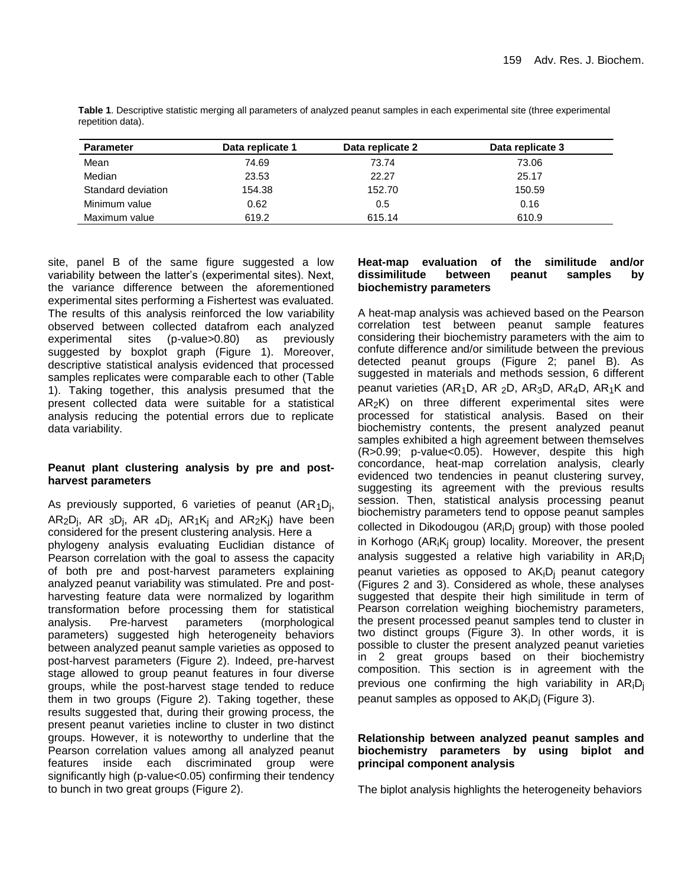**Table 1**. Descriptive statistic merging all parameters of analyzed peanut samples in each experimental site (three experimental repetition data).

| Parameter | Data replicate 1 | Data replicate 2 | Data replicate 3 |
|---|---|---|---|
| Mean | 74.69 | 73.74 | 73.06 |
| Median | 23.53 | 22.27 | 25.17 |
| Standard deviation | 154.38 | 152.70 | 150.59 |
| Minimum value | 0.62 | 0.5 | 0.16 |
| Maximum value | 619.2 | 615.14 | 610.9 |

site, panel B of the same figure suggested a low variability between the latter's (experimental sites). Next, the variance difference between the aforementioned experimental sites performing a Fishertest was evaluated. The results of this analysis reinforced the low variability observed between collected datafrom each analyzed experimental sites (p-value>0.80) as previously suggested by boxplot graph (Figure 1). Moreover, descriptive statistical analysis evidenced that processed samples replicates were comparable each to other (Table 1). Taking together, this analysis presumed that the present collected data were suitable for a statistical analysis reducing the potential errors due to replicate data variability.

**Peanut plant clustering analysis by pre and post-harvest parameters**

As previously supported, 6 varieties of peanut ($AR_1D_j$, $AR_2D_j$, $AR\ _3D_j$, $AR\ _4D_j$, $AR_1K_j$ and $AR_2K_j$) have been considered for the present clustering analysis. Here a phylogeny analysis evaluating Euclidian distance of Pearson correlation with the goal to assess the capacity of both pre and post-harvest parameters explaining analyzed peanut variability was stimulated. Pre and post-harvesting feature data were normalized by logarithm transformation before processing them for statistical analysis. Pre-harvest parameters (morphological parameters) suggested high heterogeneity behaviors between analyzed peanut sample varieties as opposed to post-harvest parameters (Figure 2). Indeed, pre-harvest stage allowed to group peanut features in four diverse groups, while the post-harvest stage tended to reduce them in two groups (Figure 2). Taking together, these results suggested that, during their growing process, the present peanut varieties incline to cluster in two distinct groups. However, it is noteworthy to underline that the Pearson correlation values among all analyzed peanut features inside each discriminated group were significantly high (p-value<0.05) confirming their tendency to bunch in two great groups (Figure 2).

**Heat-map evaluation of the similitude and/or dissimilitude between peanut samples by biochemistry parameters**

A heat-map analysis was achieved based on the Pearson correlation test between peanut sample features considering their biochemistry parameters with the aim to confute difference and/or similitude between the previous detected peanut groups (Figure 2; panel B). As suggested in materials and methods session, 6 different peanut varieties ($AR_1D$, $AR\ _2D$, $AR_3D$, $AR_4D$, $AR_1K$ and $AR_2K$) on three different experimental sites were processed for statistical analysis. Based on their biochemistry contents, the present analyzed peanut samples exhibited a high agreement between themselves (R>0.99; p-value<0.05). However, despite this high concordance, heat-map correlation analysis, clearly evidenced two tendencies in peanut clustering survey, suggesting its agreement with the previous results session. Then, statistical analysis processing peanut biochemistry parameters tend to oppose peanut samples collected in Dikodougou ($AR_iD_j$ group) with those pooled in Korhogo ($AR_iK_j$ group) locality. Moreover, the present analysis suggested a relative high variability in $AR_iD_j$ peanut varieties as opposed to $AK_iD_j$ peanut category (Figures 2 and 3). Considered as whole, these analyses suggested that despite their high similitude in term of Pearson correlation weighing biochemistry parameters, the present processed peanut samples tend to cluster in two distinct groups (Figure 3). In other words, it is possible to cluster the present analyzed peanut varieties in 2 great groups based on their biochemistry composition. This section is in agreement with the previous one confirming the high variability in $AR_iD_j$ peanut samples as opposed to $AK_iD_j$ (Figure 3).

**Relationship between analyzed peanut samples and biochemistry parameters by using biplot and principal component analysis**

The biplot analysis highlights the heterogeneity behaviors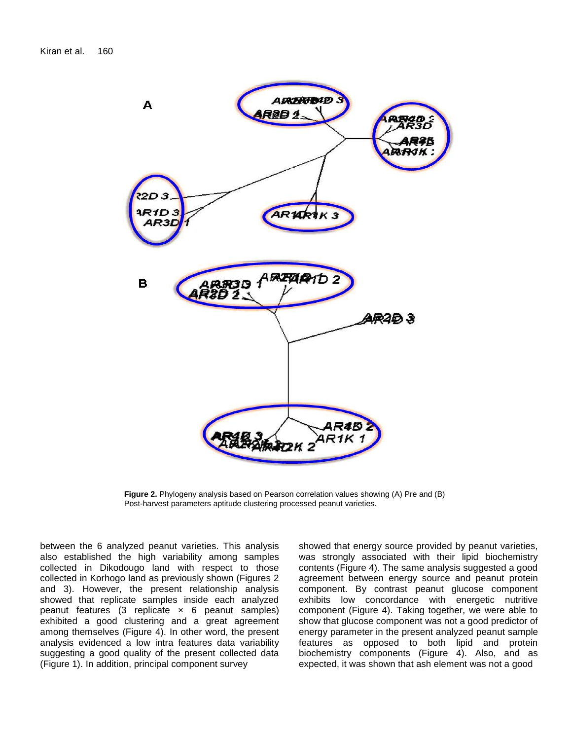**Figure 2.** Phylogeny analysis based on Pearson correlation values showing (A) Pre and (B) Post-harvest parameters aptitude clustering processed peanut varieties.

between the 6 analyzed peanut varieties. This analysis also established the high variability among samples collected in Dikodougo land with respect to those collected in Korhogo land as previously shown (Figures 2 and 3). However, the present relationship analysis showed that replicate samples inside each analyzed peanut features (3 replicate × 6 peanut samples) exhibited a good clustering and a great agreement among themselves (Figure 4). In other word, the present analysis evidenced a low intra features data variability suggesting a good quality of the present collected data (Figure 1). In addition, principal component survey showed that energy source provided by peanut varieties, was strongly associated with their lipid biochemistry contents (Figure 4). The same analysis suggested a good agreement between energy source and peanut protein component. By contrast peanut glucose component exhibits low concordance with energetic nutritive component (Figure 4). Taking together, we were able to show that glucose component was not a good predictor of energy parameter in the present analyzed peanut sample features as opposed to both lipid and protein biochemistry components (Figure 4). Also, and as expected, it was shown that ash element was not a good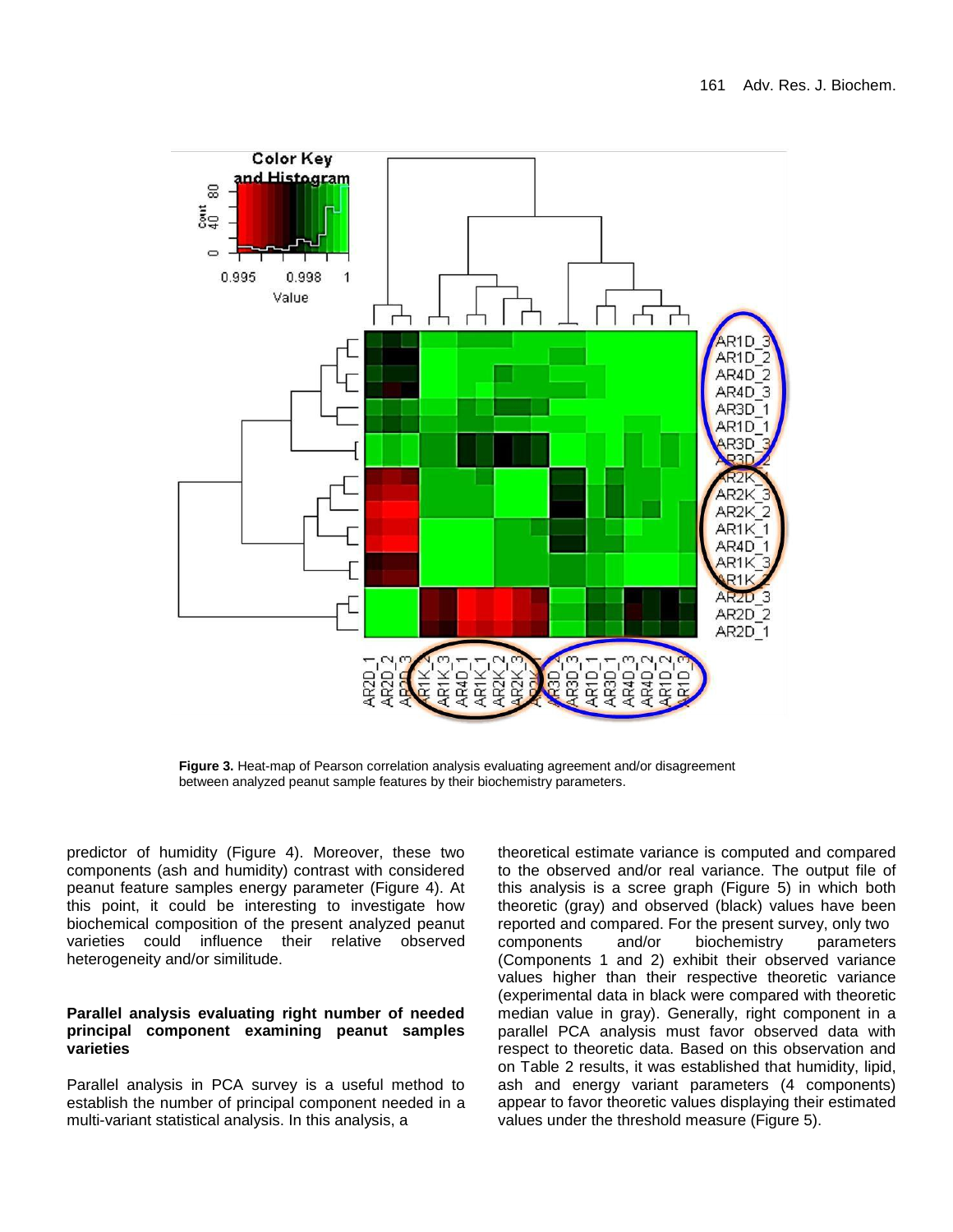**Figure 3.** Heat-map of Pearson correlation analysis evaluating agreement and/or disagreement between analyzed peanut sample features by their biochemistry parameters.

predictor of humidity (Figure 4). Moreover, these two components (ash and humidity) contrast with considered peanut feature samples energy parameter (Figure 4). At this point, it could be interesting to investigate how biochemical composition of the present analyzed peanut varieties could influence their relative observed heterogeneity and/or similitude.

### Parallel analysis evaluating right number of needed principal component examining peanut samples varieties

Parallel analysis in PCA survey is a useful method to establish the number of principal component needed in a multi-variant statistical analysis. In this analysis, a theoretical estimate variance is computed and compared to the observed and/or real variance. The output file of this analysis is a scree graph (Figure 5) in which both theoretic (gray) and observed (black) values have been reported and compared. For the present survey, only two components and/or biochemistry parameters (Components 1 and 2) exhibit their observed variance values higher than their respective theoretic variance (experimental data in black were compared with theoretic median value in gray). Generally, right component in a parallel PCA analysis must favor observed data with respect to theoretic data. Based on this observation and on Table 2 results, it was established that humidity, lipid, ash and energy variant parameters (4 components) appear to favor theoretic values displaying their estimated values under the threshold measure (Figure 5).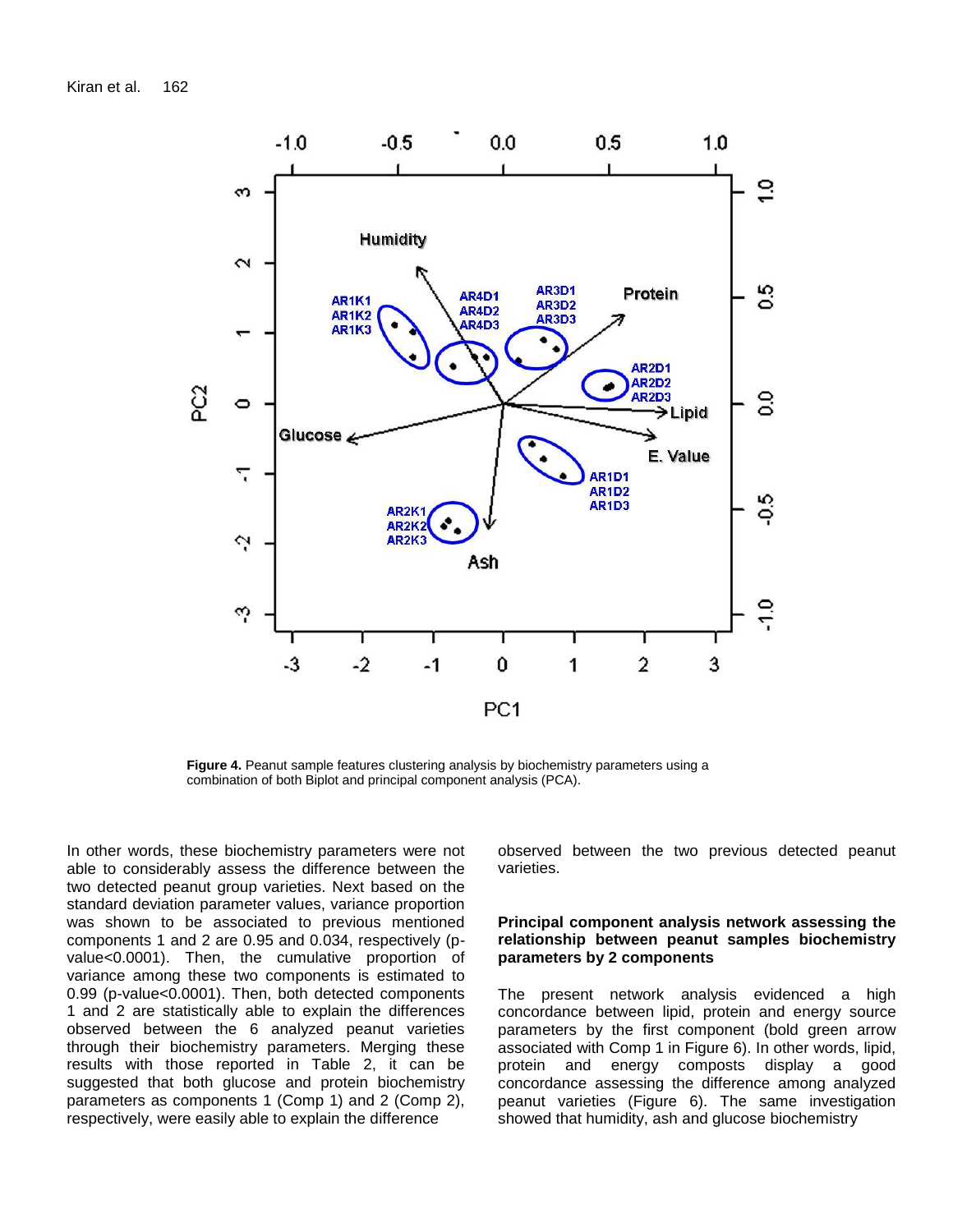**Figure 4.** Peanut sample features clustering analysis by biochemistry parameters using a combination of both Biplot and principal component analysis (PCA).

In other words, these biochemistry parameters were not able to considerably assess the difference between the two detected peanut group varieties. Next based on the standard deviation parameter values, variance proportion was shown to be associated to previous mentioned components 1 and 2 are 0.95 and 0.034, respectively (p-value<0.0001). Then, the cumulative proportion of variance among these two components is estimated to 0.99 (p-value<0.0001). Then, both detected components 1 and 2 are statistically able to explain the differences observed between the 6 analyzed peanut varieties through their biochemistry parameters. Merging these results with those reported in Table 2, it can be suggested that both glucose and protein biochemistry parameters as components 1 (Comp 1) and 2 (Comp 2), respectively, were easily able to explain the difference observed between the two previous detected peanut varieties.

### Principal component analysis network assessing the relationship between peanut samples biochemistry parameters by 2 components

The present network analysis evidenced a high concordance between lipid, protein and energy source parameters by the first component (bold green arrow associated with Comp 1 in Figure 6). In other words, lipid, protein and energy composts display a good concordance assessing the difference among analyzed peanut varieties (Figure 6). The same investigation showed that humidity, ash and glucose biochemistry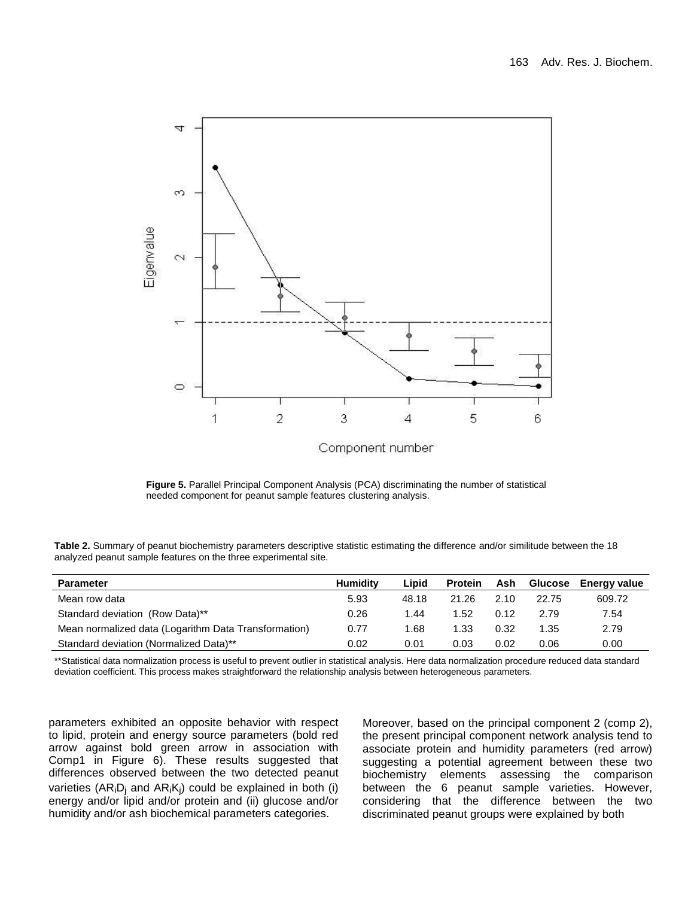Figure 5. Parallel Principal Component Analysis (PCA) discriminating the number of statistical needed component for peanut sample features clustering analysis.

**Table 2.** Summary of peanut biochemistry parameters descriptive statistic estimating the difference and/or similitude between the 18 analyzed peanut sample features on the three experimental site.

| Parameter | Humidity | Lipid | Protein | Ash | Glucose | Energy value |
|---|---|---|---|---|---|---|
| Mean row data | 5.93 | 48.18 | 21.26 | 2.10 | 22.75 | 609.72 |
| Standard deviation (Row Data)** | 0.26 | 1.44 | 1.52 | 0.12 | 2.79 | 7.54 |
| Mean normalized data (Logarithm Data Transformation) | 0.77 | 1.68 | 1.33 | 0.32 | 1.35 | 2.79 |
| Standard deviation (Normalized Data)** | 0.02 | 0.01 | 0.03 | 0.02 | 0.06 | 0.00 |

**Statistical data normalization process is useful to prevent outlier in statistical analysis. Here data normalization procedure reduced data standard deviation coefficient. This process makes straightforward the relationship analysis between heterogeneous parameters.

parameters exhibited an opposite behavior with respect to lipid, protein and energy source parameters (bold red arrow against bold green arrow in association with Comp1 in Figure 6). These results suggested that differences observed between the two detected peanut varieties ($AR_iD_j$ and $AR_iK_j$) could be explained in both (i) energy and/or lipid and/or protein and (ii) glucose and/or humidity and/or ash biochemical parameters categories.

Moreover, based on the principal component 2 (comp 2), the present principal component network analysis tend to associate protein and humidity parameters (red arrow) suggesting a potential agreement between these two biochemistry elements assessing the comparison between the 6 peanut sample varieties. However, considering that the difference between the two discriminated peanut groups were explained by both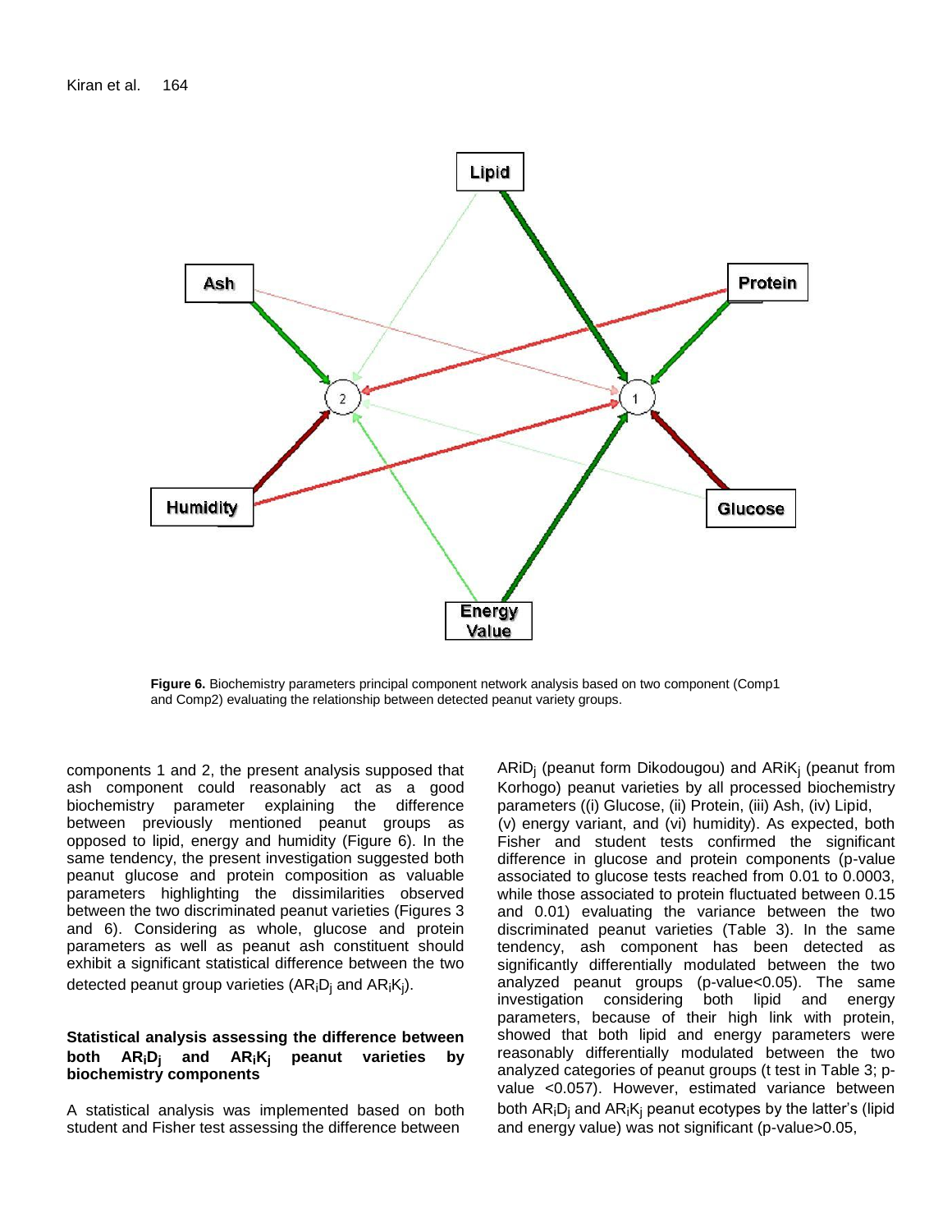Figure 6. Biochemistry parameters principal component network analysis based on two component (Comp1 and Comp2) evaluating the relationship between detected peanut variety groups.

components 1 and 2, the present analysis supposed that ash component could reasonably act as a good biochemistry parameter explaining the difference between previously mentioned peanut groups as opposed to lipid, energy and humidity (Figure 6). In the same tendency, the present investigation suggested both peanut glucose and protein composition as valuable parameters highlighting the dissimilarities observed between the two discriminated peanut varieties (Figures 3 and 6). Considering as whole, glucose and protein parameters as well as peanut ash constituent should exhibit a significant statistical difference between the two detected peanut group varieties ($AR_iD_j$ and $AR_iK_j$).

**Statistical analysis assessing the difference between both $AR_iD_j$ and $AR_iK_j$ peanut varieties by biochemistry components**

A statistical analysis was implemented based on both student and Fisher test assessing the difference between $ARiD_j$ (peanut form Dikodougou) and $ARiK_j$ (peanut from Korhogo) peanut varieties by all processed biochemistry parameters ((i) Glucose, (ii) Protein, (iii) Ash, (iv) Lipid, (v) energy variant, and (vi) humidity). As expected, both Fisher and student tests confirmed the significant difference in glucose and protein components (p-value associated to glucose tests reached from 0.01 to 0.0003, while those associated to protein fluctuated between 0.15 and 0.01) evaluating the variance between the two discriminated peanut varieties (Table 3). In the same tendency, ash component has been detected as significantly differentially modulated between the two analyzed peanut groups (p-value<0.05). The same investigation considering both lipid and energy parameters, because of their high link with protein, showed that both lipid and energy parameters were reasonably differentially modulated between the two analyzed categories of peanut groups (t test in Table 3; p-value <0.057). However, estimated variance between both $AR_iD_j$ and $AR_iK_j$ peanut ecotypes by the latter's (lipid and energy value) was not significant (p-value>0.05,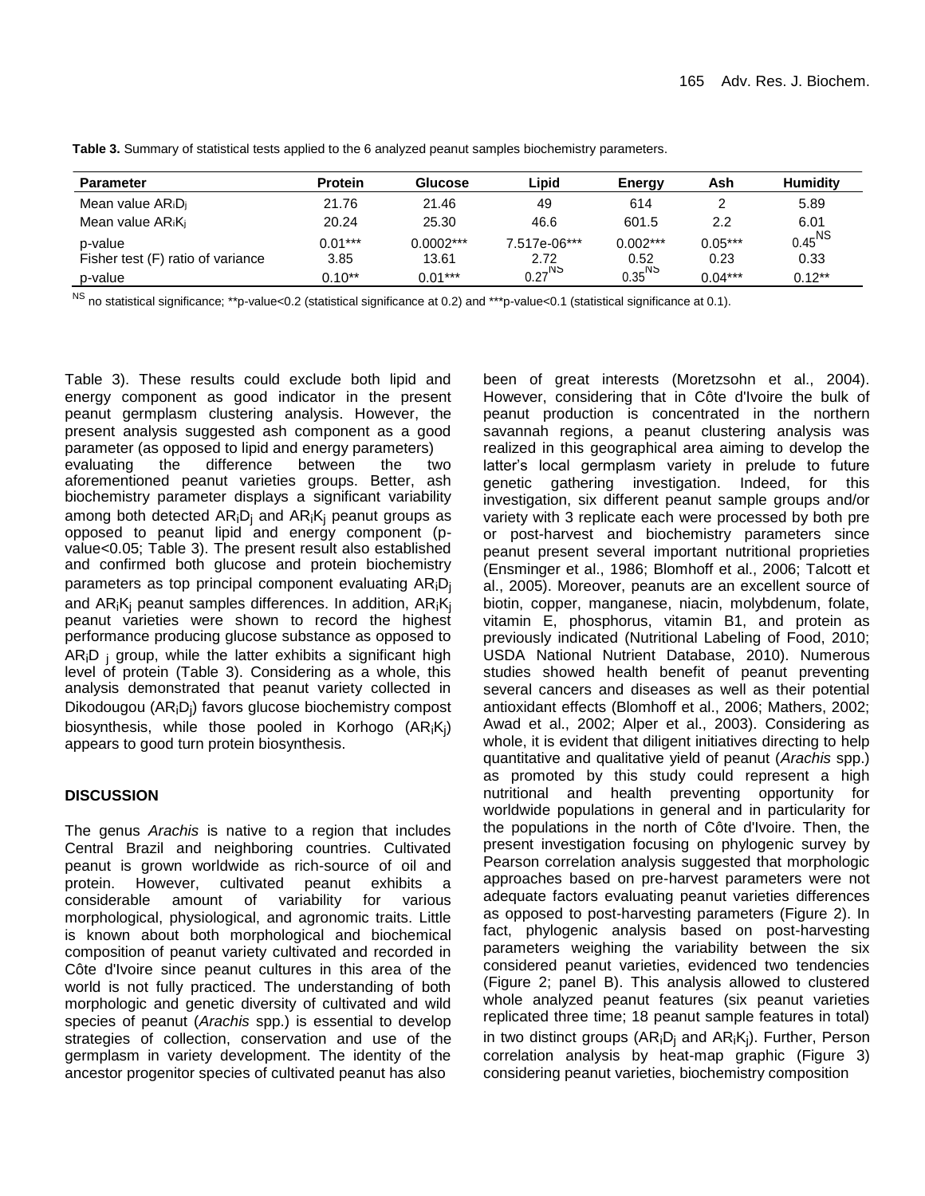**Table 3.** Summary of statistical tests applied to the 6 analyzed peanut samples biochemistry parameters.

| Parameter | Protein | Glucose | Lipid | Energy | Ash | Humidity |
|---|---|---|---|---|---|---|
| Mean value $AR_iD_j$ | 21.76 | 21.46 | 49 | 614 | 2 | 5.89 |
| Mean value $AR_iK_j$ | 20.24 | 25.30 | 46.6 | 601.5 | 2.2 | 6.01 |
| p-value | 0.01*** | 0.0002*** | 7.517e-06*** | 0.002*** | 0.05*** | $0.45^{NS}$ |
| Fisher test (F) ratio of variance | 3.85 | 13.61 | 2.72 | 0.52 | 0.23 | 0.33 |
| p-value | 0.10** | 0.01*** | $0.27^{NS}$ | $0.35^{NS}$ | 0.04*** | 0.12** |

$^{NS}$ no statistical significance; **p-value<0.2 (statistical significance at 0.2) and ***p-value<0.1 (statistical significance at 0.1).

Table 3). These results could exclude both lipid and energy component as good indicator in the present peanut germplasm clustering analysis. However, the present analysis suggested ash component as a good parameter (as opposed to lipid and energy parameters) evaluating the difference between the two aforementioned peanut varieties groups. Better, ash biochemistry parameter displays a significant variability among both detected $AR_iD_j$ and $AR_iK_j$ peanut groups as opposed to peanut lipid and energy component (p-value<0.05; Table 3). The present result also established and confirmed both glucose and protein biochemistry parameters as top principal component evaluating $AR_iD_j$ and $AR_iK_j$ peanut samples differences. In addition, $AR_iK_j$ peanut varieties were shown to record the highest performance producing glucose substance as opposed to $AR_iD_j$ group, while the latter exhibits a significant high level of protein (Table 3). Considering as a whole, this analysis demonstrated that peanut variety collected in Dikodougou ($AR_iD_j$) favors glucose biochemistry compost biosynthesis, while those pooled in Korhogo ($AR_iK_j$) appears to good turn protein biosynthesis.

## DISCUSSION

The genus *Arachis* is native to a region that includes Central Brazil and neighboring countries. Cultivated peanut is grown worldwide as rich-source of oil and protein. However, cultivated peanut exhibits a considerable amount of variability for various morphological, physiological, and agronomic traits. Little is known about both morphological and biochemical composition of peanut variety cultivated and recorded in Côte d'Ivoire since peanut cultures in this area of the world is not fully practiced. The understanding of both morphologic and genetic diversity of cultivated and wild species of peanut (*Arachis* spp.) is essential to develop strategies of collection, conservation and use of the germplasm in variety development. The identity of the ancestor progenitor species of cultivated peanut has also been of great interests (Moretzsohn et al., 2004). However, considering that in Côte d'Ivoire the bulk of peanut production is concentrated in the northern savannah regions, a peanut clustering analysis was realized in this geographical area aiming to develop the latter's local germplasm variety in prelude to future genetic gathering investigation. Indeed, for this investigation, six different peanut sample groups and/or variety with 3 replicate each were processed by both pre or post-harvest and biochemistry parameters since peanut present several important nutritional proprieties (Ensminger et al., 1986; Blomhoff et al., 2006; Talcott et al., 2005). Moreover, peanuts are an excellent source of biotin, copper, manganese, niacin, molybdenum, folate, vitamin E, phosphorus, vitamin B1, and protein as previously indicated (Nutritional Labeling of Food, 2010; USDA National Nutrient Database, 2010). Numerous studies showed health benefit of peanut preventing several cancers and diseases as well as their potential antioxidant effects (Blomhoff et al., 2006; Mathers, 2002; Awad et al., 2002; Alper et al., 2003). Considering as whole, it is evident that diligent initiatives directing to help quantitative and qualitative yield of peanut (*Arachis* spp.) as promoted by this study could represent a high nutritional and health preventing opportunity for worldwide populations in general and in particularity for the populations in the north of Côte d'Ivoire. Then, the present investigation focusing on phylogenic survey by Pearson correlation analysis suggested that morphologic approaches based on pre-harvest parameters were not adequate factors evaluating peanut varieties differences as opposed to post-harvesting parameters (Figure 2). In fact, phylogenic analysis based on post-harvesting parameters weighing the variability between the six considered peanut varieties, evidenced two tendencies (Figure 2; panel B). This analysis allowed to clustered whole analyzed peanut features (six peanut varieties replicated three time; 18 peanut sample features in total) in two distinct groups ($AR_iD_j$ and $AR_iK_j$). Further, Person correlation analysis by heat-map graphic (Figure 3) considering peanut varieties, biochemistry composition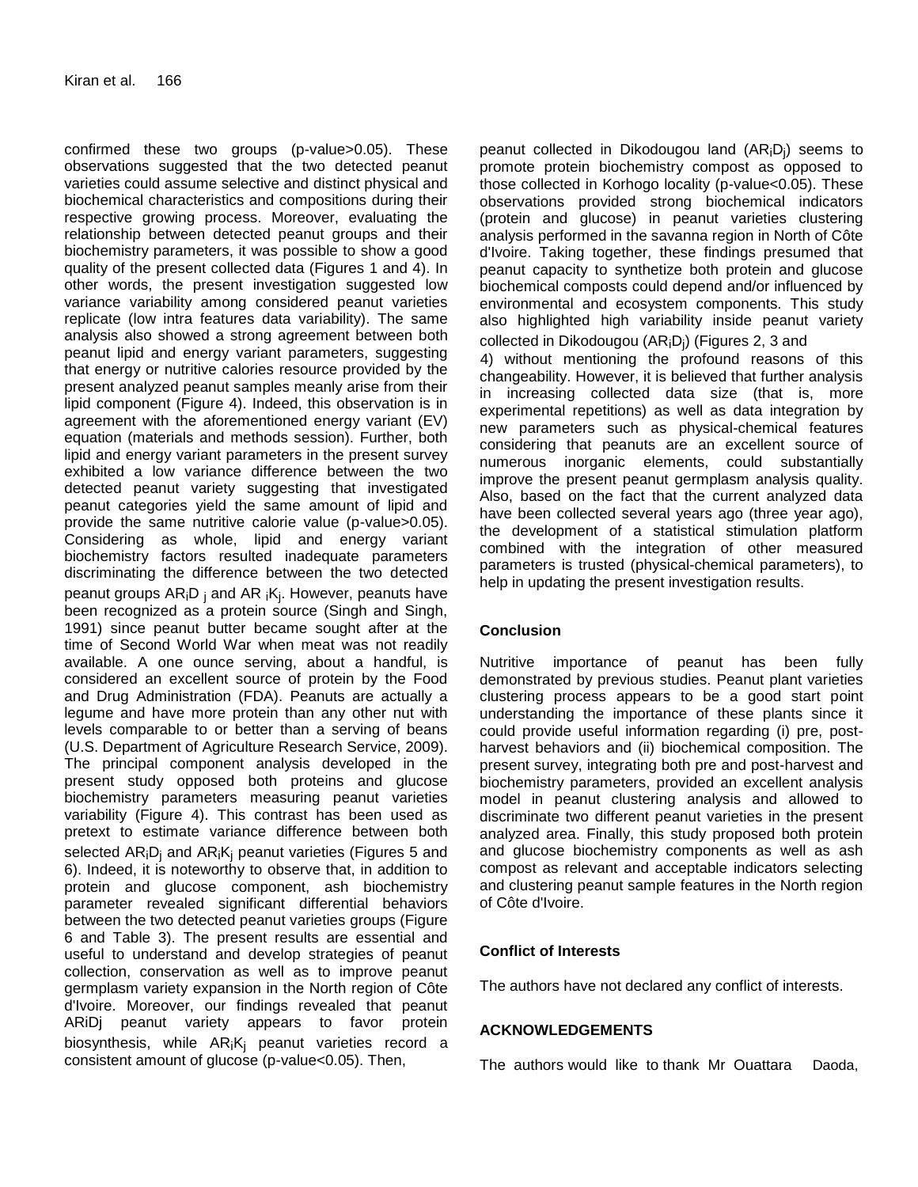confirmed these two groups (p-value>0.05). These observations suggested that the two detected peanut varieties could assume selective and distinct physical and biochemical characteristics and compositions during their respective growing process. Moreover, evaluating the relationship between detected peanut groups and their biochemistry parameters, it was possible to show a good quality of the present collected data (Figures 1 and 4). In other words, the present investigation suggested low variance variability among considered peanut varieties replicate (low intra features data variability). The same analysis also showed a strong agreement between both peanut lipid and energy variant parameters, suggesting that energy or nutritive calories resource provided by the present analyzed peanut samples meanly arise from their lipid component (Figure 4). Indeed, this observation is in agreement with the aforementioned energy variant (EV) equation (materials and methods session). Further, both lipid and energy variant parameters in the present survey exhibited a low variance difference between the two detected peanut variety suggesting that investigated peanut categories yield the same amount of lipid and provide the same nutritive calorie value (p-value>0.05). Considering as whole, lipid and energy variant biochemistry factors resulted inadequate parameters discriminating the difference between the two detected peanut groups $AR_iD_j$ and $AR_iK_j$. However, peanuts have been recognized as a protein source (Singh and Singh, 1991) since peanut butter became sought after at the time of Second World War when meat was not readily available. A one ounce serving, about a handful, is considered an excellent source of protein by the Food and Drug Administration (FDA). Peanuts are actually a legume and have more protein than any other nut with levels comparable to or better than a serving of beans (U.S. Department of Agriculture Research Service, 2009). The principal component analysis developed in the present study opposed both proteins and glucose biochemistry parameters measuring peanut varieties variability (Figure 4). This contrast has been used as pretext to estimate variance difference between both selected $AR_iD_j$ and $AR_iK_j$ peanut varieties (Figures 5 and 6). Indeed, it is noteworthy to observe that, in addition to protein and glucose component, ash biochemistry parameter revealed significant differential behaviors between the two detected peanut varieties groups (Figure 6 and Table 3). The present results are essential and useful to understand and develop strategies of peanut collection, conservation as well as to improve peanut germplasm variety expansion in the North region of Côte d'Ivoire. Moreover, our findings revealed that peanut ARiDj peanut variety appears to favor protein biosynthesis, while $AR_iK_j$ peanut varieties record a consistent amount of glucose (p-value<0.05). Then, peanut collected in Dikodougou land ($AR_iD_j$) seems to promote protein biochemistry compost as opposed to those collected in Korhogo locality (p-value<0.05). These observations provided strong biochemical indicators (protein and glucose) in peanut varieties clustering analysis performed in the savanna region in North of Côte d'Ivoire. Taking together, these findings presumed that peanut capacity to synthetize both protein and glucose biochemical composts could depend and/or influenced by environmental and ecosystem components. This study also highlighted high variability inside peanut variety collected in Dikodougou ($AR_iD_j$) (Figures 2, 3 and 4) without mentioning the profound reasons of this changeability. However, it is believed that further analysis in increasing collected data size (that is, more experimental repetitions) as well as data integration by new parameters such as physical-chemical features considering that peanuts are an excellent source of numerous inorganic elements, could substantially improve the present peanut germplasm analysis quality. Also, based on the fact that the current analyzed data have been collected several years ago (three year ago), the development of a statistical stimulation platform combined with the integration of other measured parameters is trusted (physical-chemical parameters), to help in updating the present investigation results.

## Conclusion

Nutritive importance of peanut has been fully demonstrated by previous studies. Peanut plant varieties clustering process appears to be a good start point understanding the importance of these plants since it could provide useful information regarding (i) pre, post-harvest behaviors and (ii) biochemical composition. The present survey, integrating both pre and post-harvest and biochemistry parameters, provided an excellent analysis model in peanut clustering analysis and allowed to discriminate two different peanut varieties in the present analyzed area. Finally, this study proposed both protein and glucose biochemistry components as well as ash compost as relevant and acceptable indicators selecting and clustering peanut sample features in the North region of Côte d'Ivoire.

## Conflict of Interests

The authors have not declared any conflict of interests.

## ACKNOWLEDGEMENTS

The authors would like to thank Mr Ouattara Daoda,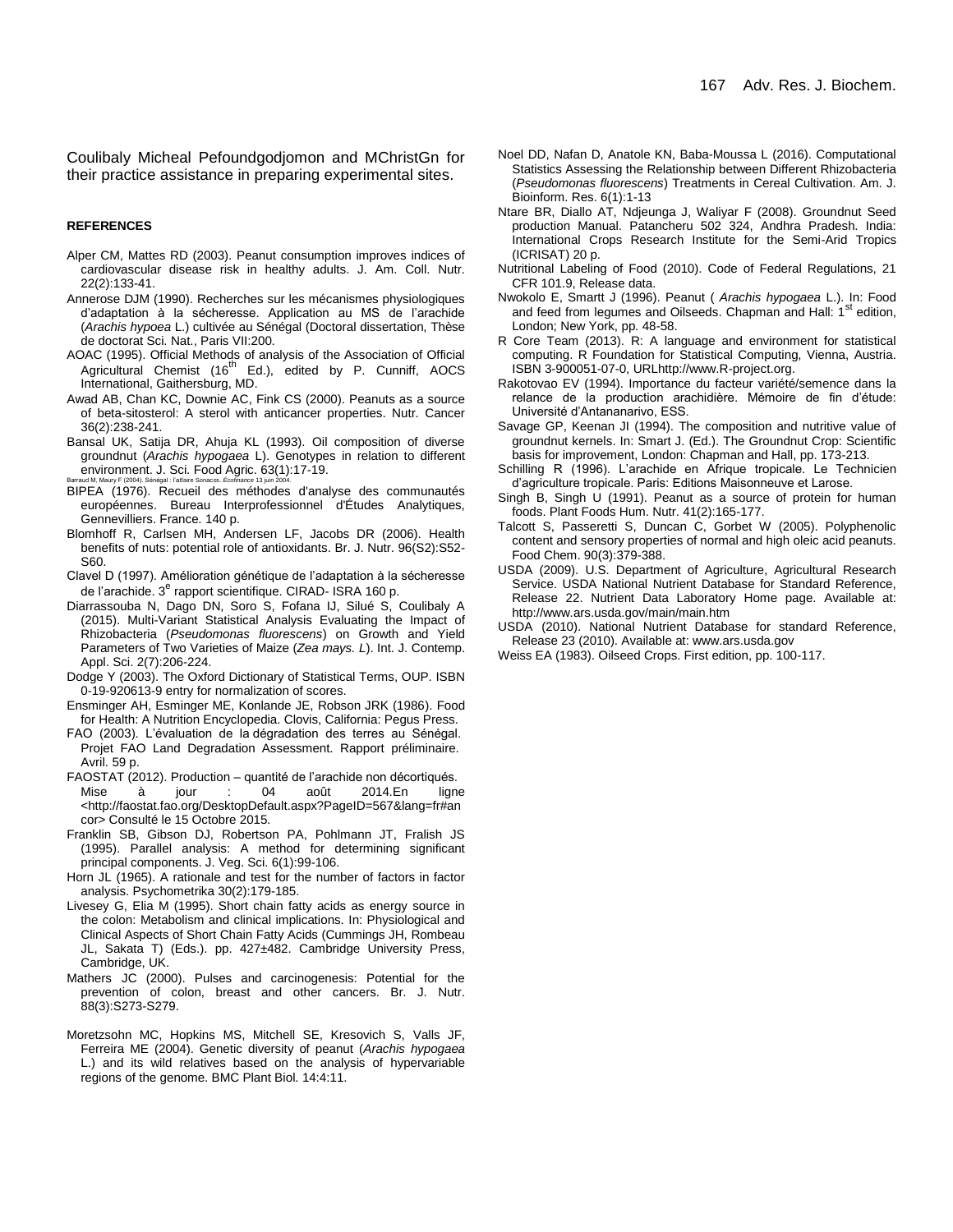Coulibaly Micheal Pefoundgodjomon and MChristGn for their practice assistance in preparing experimental sites.

## REFERENCES

Alper CM, Mattes RD (2003). Peanut consumption improves indices of cardiovascular disease risk in healthy adults. J. Am. Coll. Nutr. 22(2):133-41.

Annerose DJM (1990). Recherches sur les mécanismes physiologiques d'adaptation à la sécheresse. Application au MS de l'arachide (*Arachis hypoea* L.) cultivée au Sénégal (Doctoral dissertation, Thèse de doctorat Sci. Nat., Paris VII:200.

AOAC (1995). Official Methods of analysis of the Association of Official Agricultural Chemist (16th Ed.), edited by P. Cunniff, AOCS International, Gaithersburg, MD.

Awad AB, Chan KC, Downie AC, Fink CS (2000). Peanuts as a source of beta-sitosterol: A sterol with anticancer properties. Nutr. Cancer 36(2):238-241.

Bansal UK, Satija DR, Ahuja KL (1993). Oil composition of diverse groundnut (*Arachis hypogaea* L). Genotypes in relation to different environment. J. Sci. Food Agric. 63(1):17-19.

Barraud M, Maury F (2004). Sénégal : l'affaire Sonacos. *Ecofinance* 13 juin 2004.

BIPEA (1976). Recueil des méthodes d'analyse des communautés européennes. Bureau Interprofessionnel d'Études Analytiques, Gennevilliers. France. 140 p.

Blomhoff R, Carlsen MH, Andersen LF, Jacobs DR (2006). Health benefits of nuts: potential role of antioxidants. Br. J. Nutr. 96(S2):S52-S60.

Clavel D (1997). Amélioration génétique de l'adaptation à la sécheresse de l'arachide. 3e rapport scientifique. CIRAD- ISRA 160 p.

Diarrassouba N, Dago DN, Soro S, Fofana IJ, Silué S, Coulibaly A (2015). Multi-Variant Statistical Analysis Evaluating the Impact of Rhizobacteria (*Pseudomonas fluorescens*) on Growth and Yield Parameters of Two Varieties of Maize (*Zea mays. L*). Int. J. Contemp. Appl. Sci. 2(7):206-224.

Dodge Y (2003). The Oxford Dictionary of Statistical Terms, OUP. ISBN 0-19-920613-9 entry for normalization of scores.

Ensminger AH, Esminger ME, Konlande JE, Robson JRK (1986). Food for Health: A Nutrition Encyclopedia. Clovis, California: Pegus Press.

FAO (2003). L'évaluation de la dégradation des terres au Sénégal. Projet FAO Land Degradation Assessment. Rapport préliminaire. Avril. 59 p.

FAOSTAT (2012). Production – quantité de l'arachide non décortiqués. Mise à jour : 04 août 2014.En ligne <http://faostat.fao.org/DesktopDefault.aspx?PageID=567&lang=fr#ancor> Consulté le 15 Octobre 2015.

Franklin SB, Gibson DJ, Robertson PA, Pohlmann JT, Fralish JS (1995). Parallel analysis: A method for determining significant principal components. J. Veg. Sci. 6(1):99-106.

Horn JL (1965). A rationale and test for the number of factors in factor analysis. Psychometrika 30(2):179-185.

Livesey G, Elia M (1995). Short chain fatty acids as energy source in the colon: Metabolism and clinical implications. In: Physiological and Clinical Aspects of Short Chain Fatty Acids (Cummings JH, Rombeau JL, Sakata T) (Eds.). pp. 427±482. Cambridge University Press, Cambridge, UK.

Mathers JC (2000). Pulses and carcinogenesis: Potential for the prevention of colon, breast and other cancers. Br. J. Nutr. 88(3):S273-S279.

Moretzsohn MC, Hopkins MS, Mitchell SE, Kresovich S, Valls JF, Ferreira ME (2004). Genetic diversity of peanut (*Arachis hypogaea* L.) and its wild relatives based on the analysis of hypervariable regions of the genome. BMC Plant Biol. 14:4:11.

Noel DD, Nafan D, Anatole KN, Baba-Moussa L (2016). Computational Statistics Assessing the Relationship between Different Rhizobacteria (*Pseudomonas fluorescens*) Treatments in Cereal Cultivation. Am. J. Bioinform. Res. 6(1):1-13

Ntare BR, Diallo AT, Ndjeunga J, Waliyar F (2008). Groundnut Seed production Manual. Patancheru 502 324, Andhra Pradesh. India: International Crops Research Institute for the Semi-Arid Tropics (ICRISAT) 20 p.

Nutritional Labeling of Food (2010). Code of Federal Regulations, 21 CFR 101.9, Release data.

Nwokolo E, Smartt J (1996). Peanut ( *Arachis hypogaea* L.). In: Food and feed from legumes and Oilseeds. Chapman and Hall: 1st edition, London; New York, pp. 48-58.

R Core Team (2013). R: A language and environment for statistical computing. R Foundation for Statistical Computing, Vienna, Austria. ISBN 3-900051-07-0, URLhttp://www.R-project.org.

Rakotovao EV (1994). Importance du facteur variété/semence dans la relance de la production arachidière. Mémoire de fin d'étude: Université d'Antananarivo, ESS.

Savage GP, Keenan JI (1994). The composition and nutritive value of groundnut kernels. In: Smart J. (Ed.). The Groundnut Crop: Scientific basis for improvement, London: Chapman and Hall, pp. 173-213.

Schilling R (1996). L'arachide en Afrique tropicale. Le Technicien d'agriculture tropicale. Paris: Editions Maisonneuve et Larose.

Singh B, Singh U (1991). Peanut as a source of protein for human foods. Plant Foods Hum. Nutr. 41(2):165-177.

Talcott S, Passeretti S, Duncan C, Gorbet W (2005). Polyphenolic content and sensory properties of normal and high oleic acid peanuts. Food Chem. 90(3):379-388.

USDA (2009). U.S. Department of Agriculture, Agricultural Research Service. USDA National Nutrient Database for Standard Reference, Release 22. Nutrient Data Laboratory Home page. Available at: http://www.ars.usda.gov/main/main.htm

USDA (2010). National Nutrient Database for standard Reference, Release 23 (2010). Available at: www.ars.usda.gov

Weiss EA (1983). Oilseed Crops. First edition, pp. 100-117.